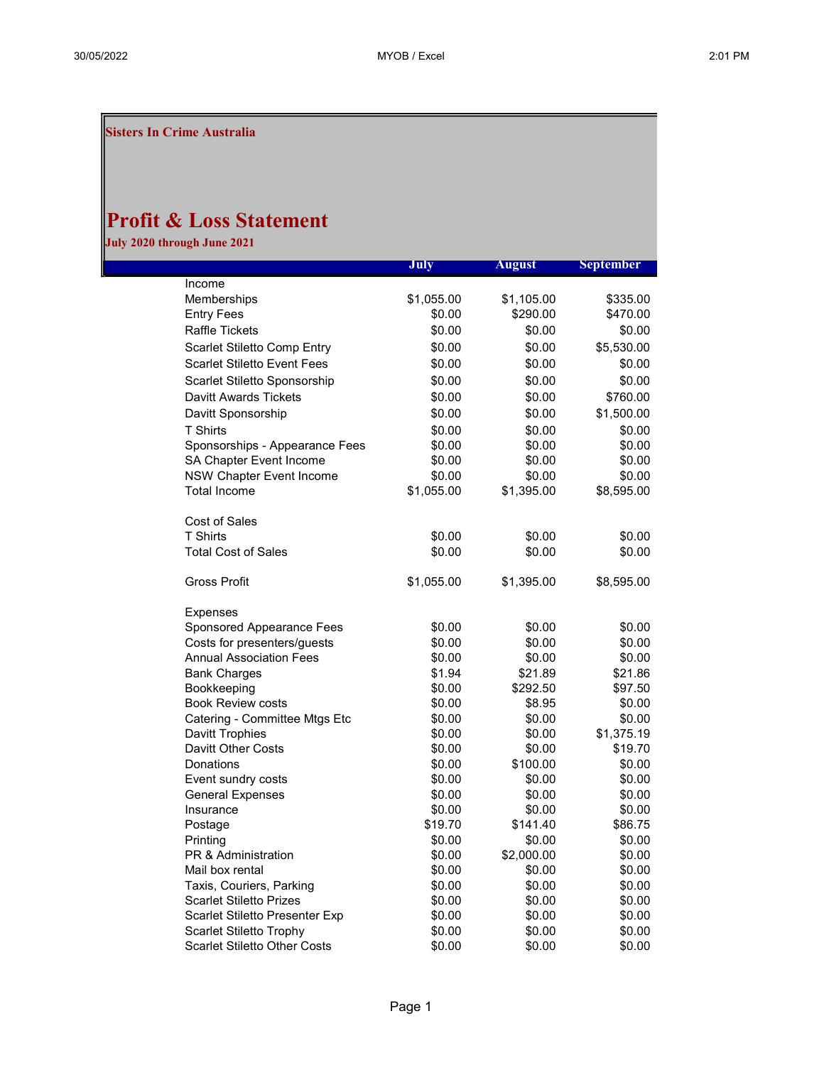**Sisters In Crime Australia**

# Profit & Loss Statement

**July 2020 through June 2021**

| | July | August | September |
|---|---|---|---|
| Income | | | |
| Memberships | $1,055.00 | $1,105.00 | $335.00 |
| Entry Fees | $0.00 | $290.00 | $470.00 |
| Raffle Tickets | $0.00 | $0.00 | $0.00 |
| Scarlet Stiletto Comp Entry | $0.00 | $0.00 | $5,530.00 |
| Scarlet Stiletto Event Fees | $0.00 | $0.00 | $0.00 |
| Scarlet Stiletto Sponsorship | $0.00 | $0.00 | $0.00 |
| Davitt Awards Tickets | $0.00 | $0.00 | $760.00 |
| Davitt Sponsorship | $0.00 | $0.00 | $1,500.00 |
| T Shirts | $0.00 | $0.00 | $0.00 |
| Sponsorships - Appearance Fees | $0.00 | $0.00 | $0.00 |
| SA Chapter Event Income | $0.00 | $0.00 | $0.00 |
| NSW Chapter Event Income | $0.00 | $0.00 | $0.00 |
| Total Income | $1,055.00 | $1,395.00 | $8,595.00 |
| | | | |
| Cost of Sales | | | |
| T Shirts | $0.00 | $0.00 | $0.00 |
| Total Cost of Sales | $0.00 | $0.00 | $0.00 |
| | | | |
| Gross Profit | $1,055.00 | $1,395.00 | $8,595.00 |
| | | | |
| Expenses | | | |
| Sponsored Appearance Fees | $0.00 | $0.00 | $0.00 |
| Costs for presenters/guests | $0.00 | $0.00 | $0.00 |
| Annual Association Fees | $0.00 | $0.00 | $0.00 |
| Bank Charges | $1.94 | $21.89 | $21.86 |
| Bookkeeping | $0.00 | $292.50 | $97.50 |
| Book Review costs | $0.00 | $8.95 | $0.00 |
| Catering - Committee Mtgs Etc | $0.00 | $0.00 | $0.00 |
| Davitt Trophies | $0.00 | $0.00 | $1,375.19 |
| Davitt Other Costs | $0.00 | $0.00 | $19.70 |
| Donations | $0.00 | $100.00 | $0.00 |
| Event sundry costs | $0.00 | $0.00 | $0.00 |
| General Expenses | $0.00 | $0.00 | $0.00 |
| Insurance | $0.00 | $0.00 | $0.00 |
| Postage | $19.70 | $141.40 | $86.75 |
| Printing | $0.00 | $0.00 | $0.00 |
| PR & Administration | $0.00 | $2,000.00 | $0.00 |
| Mail box rental | $0.00 | $0.00 | $0.00 |
| Taxis, Couriers, Parking | $0.00 | $0.00 | $0.00 |
| Scarlet Stiletto Prizes | $0.00 | $0.00 | $0.00 |
| Scarlet Stiletto Presenter Exp | $0.00 | $0.00 | $0.00 |
| Scarlet Stiletto Trophy | $0.00 | $0.00 | $0.00 |
| Scarlet Stiletto Other Costs | $0.00 | $0.00 | $0.00 |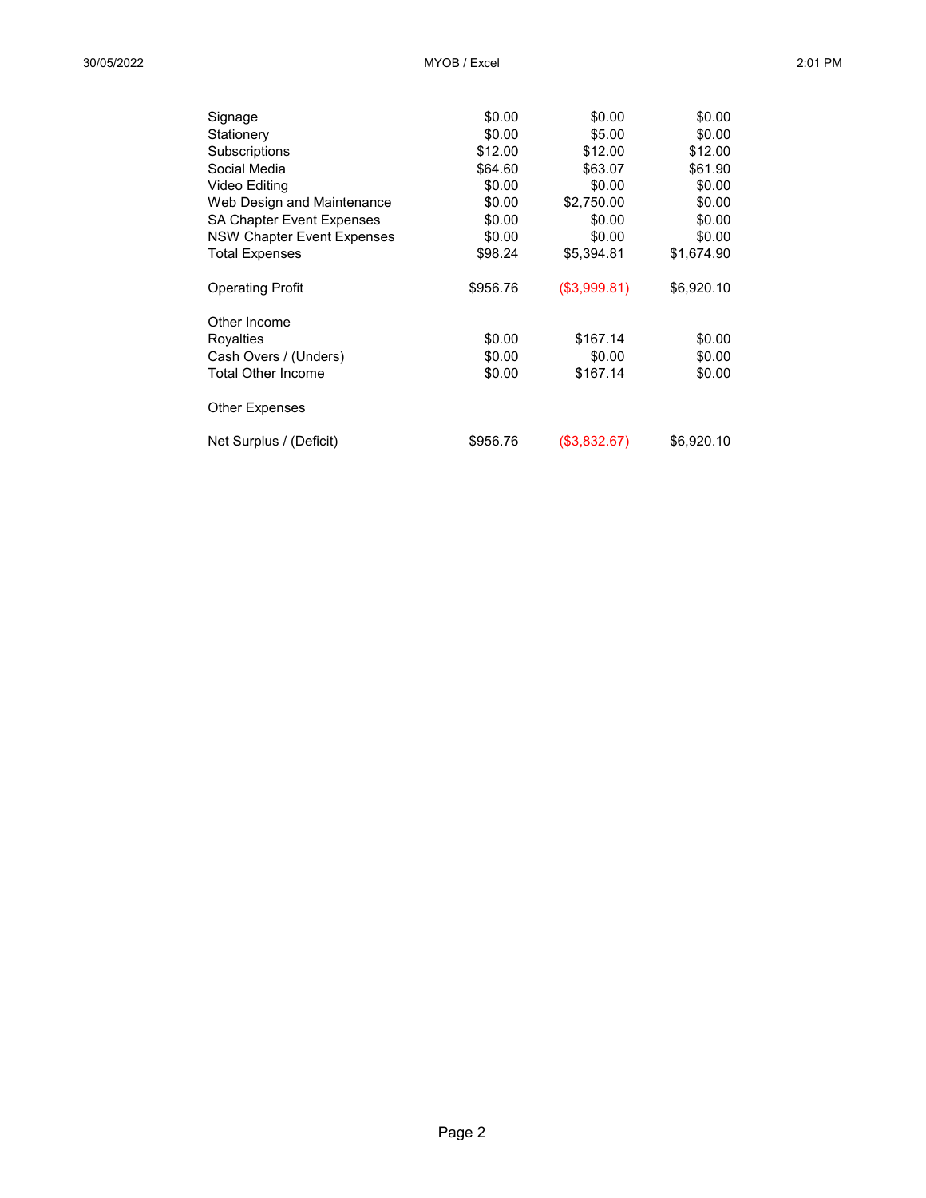| | | | |
|---|---|---|---|
| Signage | $0.00 | $0.00 | $0.00 |
| Stationery | $0.00 | $5.00 | $0.00 |
| Subscriptions | $12.00 | $12.00 | $12.00 |
| Social Media | $64.60 | $63.07 | $61.90 |
| Video Editing | $0.00 | $0.00 | $0.00 |
| Web Design and Maintenance | $0.00 | $2,750.00 | $0.00 |
| SA Chapter Event Expenses | $0.00 | $0.00 | $0.00 |
| NSW Chapter Event Expenses | $0.00 | $0.00 | $0.00 |
| Total Expenses | $98.24 | $5,394.81 | $1,674.90 |
| | | | |
| Operating Profit | $956.76 | ($3,999.81) | $6,920.10 |
| | | | |
| Other Income | | | |
| Royalties | $0.00 | $167.14 | $0.00 |
| Cash Overs / (Unders) | $0.00 | $0.00 | $0.00 |
| Total Other Income | $0.00 | $167.14 | $0.00 |
| | | | |
| Other Expenses | | | |
| | | | |
| Net Surplus / (Deficit) | $956.76 | ($3,832.67) | $6,920.10 |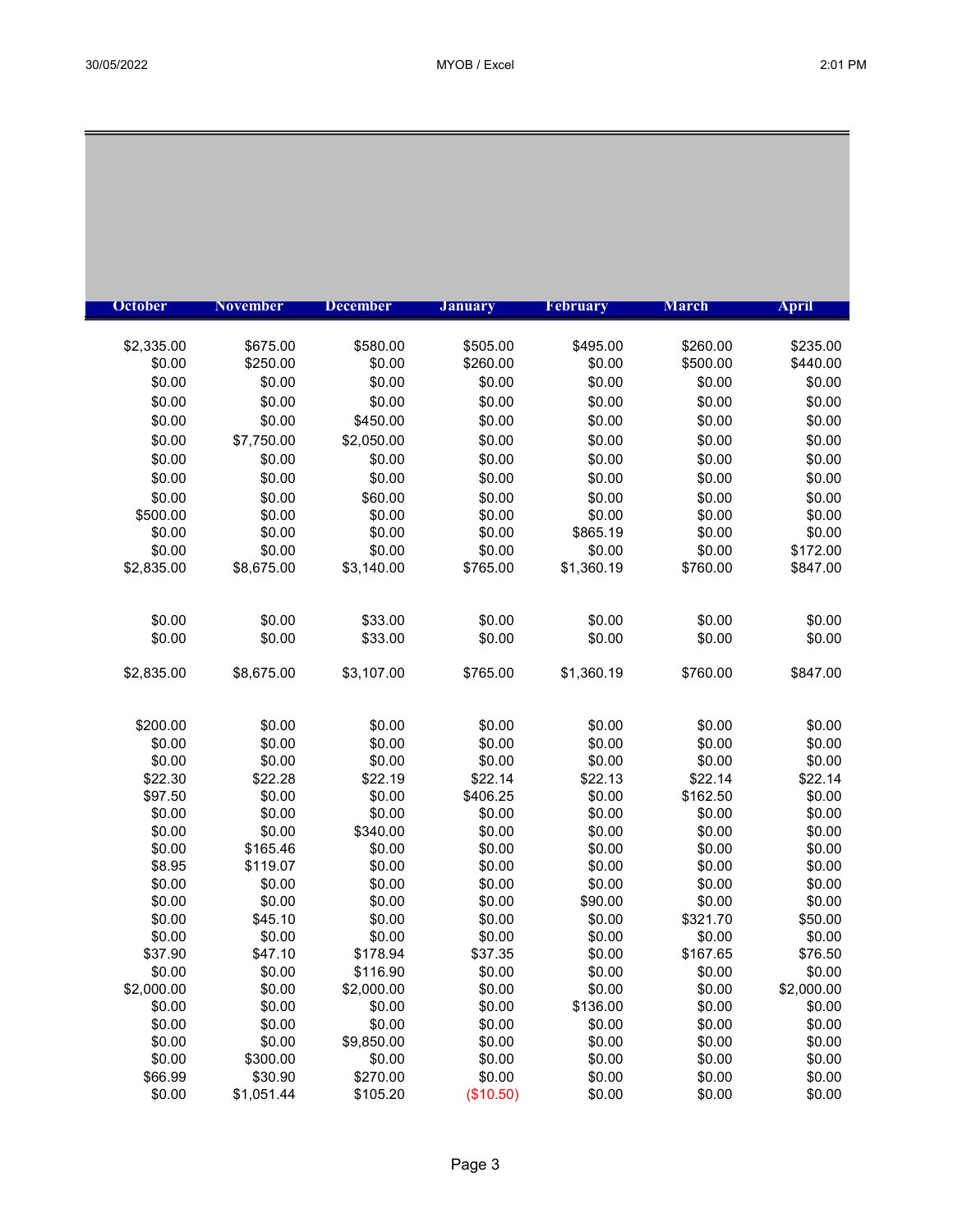| October | November | December | January | February | March | April |
|---|---|---|---|---|---|---|
| | | | | | | |
| $2,335.00 | $675.00 | $580.00 | $505.00 | $495.00 | $260.00 | $235.00 |
| $0.00 | $250.00 | $0.00 | $260.00 | $0.00 | $500.00 | $440.00 |
| $0.00 | $0.00 | $0.00 | $0.00 | $0.00 | $0.00 | $0.00 |
| $0.00 | $0.00 | $0.00 | $0.00 | $0.00 | $0.00 | $0.00 |
| $0.00 | $0.00 | $450.00 | $0.00 | $0.00 | $0.00 | $0.00 |
| $0.00 | $7,750.00 | $2,050.00 | $0.00 | $0.00 | $0.00 | $0.00 |
| $0.00 | $0.00 | $0.00 | $0.00 | $0.00 | $0.00 | $0.00 |
| $0.00 | $0.00 | $0.00 | $0.00 | $0.00 | $0.00 | $0.00 |
| $0.00 | $0.00 | $60.00 | $0.00 | $0.00 | $0.00 | $0.00 |
| $500.00 | $0.00 | $0.00 | $0.00 | $0.00 | $0.00 | $0.00 |
| $0.00 | $0.00 | $0.00 | $0.00 | $865.19 | $0.00 | $0.00 |
| $0.00 | $0.00 | $0.00 | $0.00 | $0.00 | $0.00 | $172.00 |
| $2,835.00 | $8,675.00 | $3,140.00 | $765.00 | $1,360.19 | $760.00 | $847.00 |
| | | | | | | |
| $0.00 | $0.00 | $33.00 | $0.00 | $0.00 | $0.00 | $0.00 |
| $0.00 | $0.00 | $33.00 | $0.00 | $0.00 | $0.00 | $0.00 |
| | | | | | | |
| $2,835.00 | $8,675.00 | $3,107.00 | $765.00 | $1,360.19 | $760.00 | $847.00 |
| | | | | | | |
| $200.00 | $0.00 | $0.00 | $0.00 | $0.00 | $0.00 | $0.00 |
| $0.00 | $0.00 | $0.00 | $0.00 | $0.00 | $0.00 | $0.00 |
| $0.00 | $0.00 | $0.00 | $0.00 | $0.00 | $0.00 | $0.00 |
| $22.30 | $22.28 | $22.19 | $22.14 | $22.13 | $22.14 | $22.14 |
| $97.50 | $0.00 | $0.00 | $406.25 | $0.00 | $162.50 | $0.00 |
| $0.00 | $0.00 | $0.00 | $0.00 | $0.00 | $0.00 | $0.00 |
| $0.00 | $0.00 | $340.00 | $0.00 | $0.00 | $0.00 | $0.00 |
| $0.00 | $165.46 | $0.00 | $0.00 | $0.00 | $0.00 | $0.00 |
| $8.95 | $119.07 | $0.00 | $0.00 | $0.00 | $0.00 | $0.00 |
| $0.00 | $0.00 | $0.00 | $0.00 | $0.00 | $0.00 | $0.00 |
| $0.00 | $0.00 | $0.00 | $0.00 | $90.00 | $0.00 | $0.00 |
| $0.00 | $45.10 | $0.00 | $0.00 | $0.00 | $321.70 | $50.00 |
| $0.00 | $0.00 | $0.00 | $0.00 | $0.00 | $0.00 | $0.00 |
| $37.90 | $47.10 | $178.94 | $37.35 | $0.00 | $167.65 | $76.50 |
| $0.00 | $0.00 | $116.90 | $0.00 | $0.00 | $0.00 | $0.00 |
| $2,000.00 | $0.00 | $2,000.00 | $0.00 | $0.00 | $0.00 | $2,000.00 |
| $0.00 | $0.00 | $0.00 | $0.00 | $136.00 | $0.00 | $0.00 |
| $0.00 | $0.00 | $0.00 | $0.00 | $0.00 | $0.00 | $0.00 |
| $0.00 | $0.00 | $9,850.00 | $0.00 | $0.00 | $0.00 | $0.00 |
| $0.00 | $300.00 | $0.00 | $0.00 | $0.00 | $0.00 | $0.00 |
| $66.99 | $30.90 | $270.00 | $0.00 | $0.00 | $0.00 | $0.00 |
| $0.00 | $1,051.44 | $105.20 | ($10.50) | $0.00 | $0.00 | $0.00 |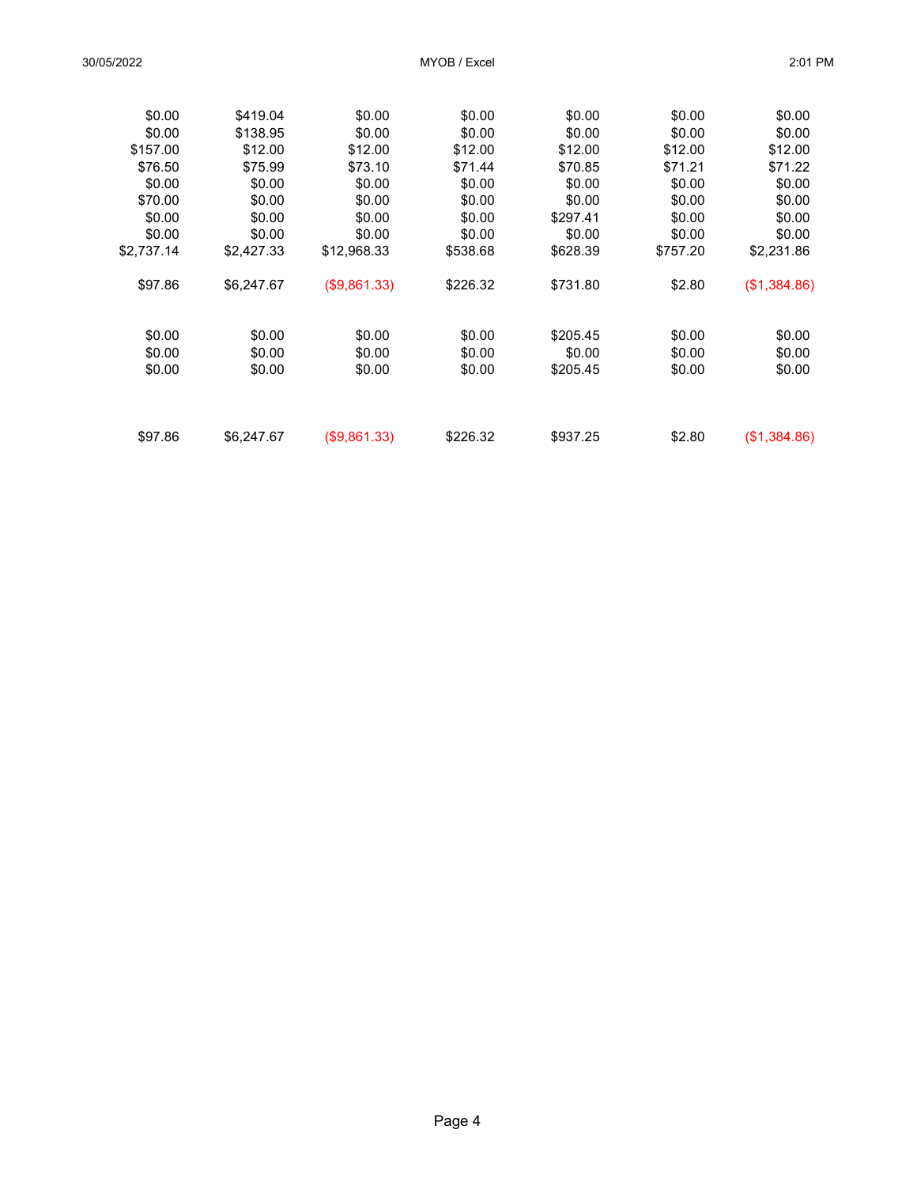| | | | | | | |
|---|---|---|---|---|---|---|
| $0.00 | $419.04 | $0.00 | $0.00 | $0.00 | $0.00 | $0.00 |
| $0.00 | $138.95 | $0.00 | $0.00 | $0.00 | $0.00 | $0.00 |
| $157.00 | $12.00 | $12.00 | $12.00 | $12.00 | $12.00 | $12.00 |
| $76.50 | $75.99 | $73.10 | $71.44 | $70.85 | $71.21 | $71.22 |
| $0.00 | $0.00 | $0.00 | $0.00 | $0.00 | $0.00 | $0.00 |
| $70.00 | $0.00 | $0.00 | $0.00 | $0.00 | $0.00 | $0.00 |
| $0.00 | $0.00 | $0.00 | $0.00 | $297.41 | $0.00 | $0.00 |
| $0.00 | $0.00 | $0.00 | $0.00 | $0.00 | $0.00 | $0.00 |
| $2,737.14 | $2,427.33 | $12,968.33 | $538.68 | $628.39 | $757.20 | $2,231.86 |
| | | | | | | |
| $97.86 | $6,247.67 | ($9,861.33) | $226.32 | $731.80 | $2.80 | ($1,384.86) |
| | | | | | | |
| $0.00 | $0.00 | $0.00 | $0.00 | $205.45 | $0.00 | $0.00 |
| $0.00 | $0.00 | $0.00 | $0.00 | $0.00 | $0.00 | $0.00 |
| $0.00 | $0.00 | $0.00 | $0.00 | $205.45 | $0.00 | $0.00 |
| | | | | | | |
| $97.86 | $6,247.67 | ($9,861.33) | $226.32 | $937.25 | $2.80 | ($1,384.86) |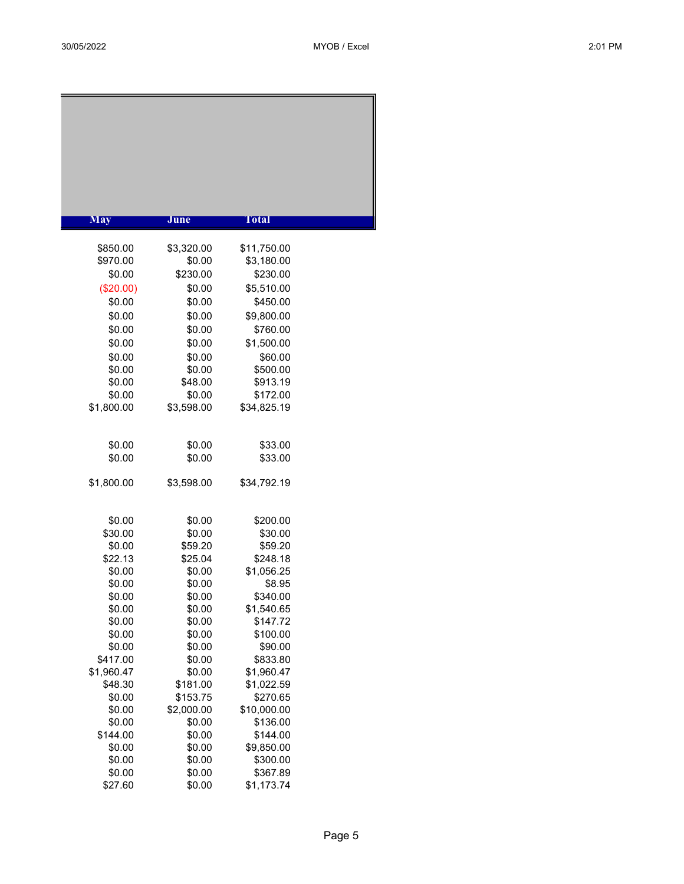| May | June | Total |
|---|---|---|
| $850.00 | $3,320.00 | $11,750.00 |
| $970.00 | $0.00 | $3,180.00 |
| $0.00 | $230.00 | $230.00 |
| ($20.00) | $0.00 | $5,510.00 |
| $0.00 | $0.00 | $450.00 |
| $0.00 | $0.00 | $9,800.00 |
| $0.00 | $0.00 | $760.00 |
| $0.00 | $0.00 | $1,500.00 |
| $0.00 | $0.00 | $60.00 |
| $0.00 | $0.00 | $500.00 |
| $0.00 | $48.00 | $913.19 |
| $0.00 | $0.00 | $172.00 |
| $1,800.00 | $3,598.00 | $34,825.19 |
| | | |
| $0.00 | $0.00 | $33.00 |
| $0.00 | $0.00 | $33.00 |
| | | |
| $1,800.00 | $3,598.00 | $34,792.19 |
| | | |
| $0.00 | $0.00 | $200.00 |
| $30.00 | $0.00 | $30.00 |
| $0.00 | $59.20 | $59.20 |
| $22.13 | $25.04 | $248.18 |
| $0.00 | $0.00 | $1,056.25 |
| $0.00 | $0.00 | $8.95 |
| $0.00 | $0.00 | $340.00 |
| $0.00 | $0.00 | $1,540.65 |
| $0.00 | $0.00 | $147.72 |
| $0.00 | $0.00 | $100.00 |
| $0.00 | $0.00 | $90.00 |
| $417.00 | $0.00 | $833.80 |
| $1,960.47 | $0.00 | $1,960.47 |
| $48.30 | $181.00 | $1,022.59 |
| $0.00 | $153.75 | $270.65 |
| $0.00 | $2,000.00 | $10,000.00 |
| $0.00 | $0.00 | $136.00 |
| $144.00 | $0.00 | $144.00 |
| $0.00 | $0.00 | $9,850.00 |
| $0.00 | $0.00 | $300.00 |
| $0.00 | $0.00 | $367.89 |
| $27.60 | $0.00 | $1,173.74 |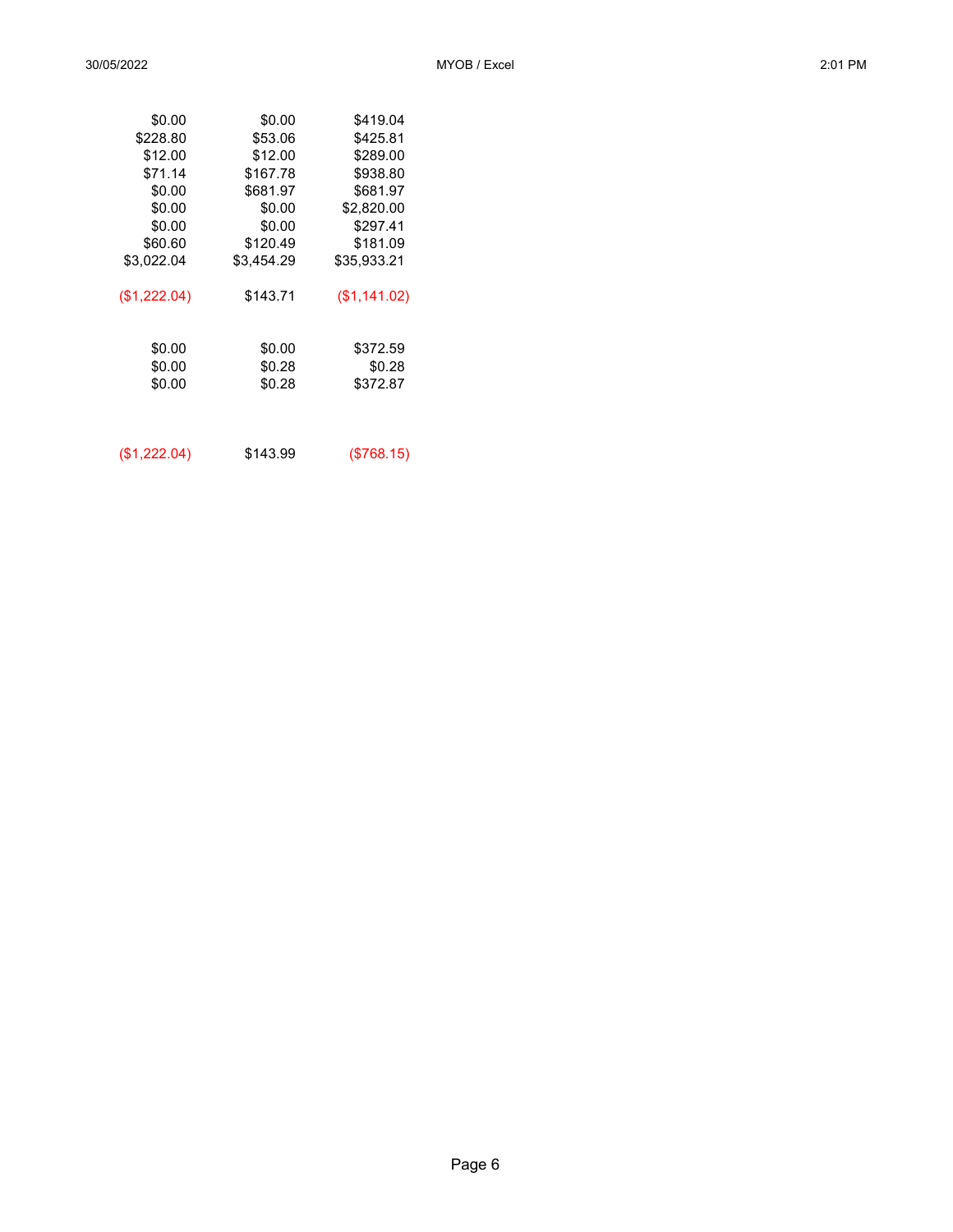| | | |
|---|---|---|
| $0.00 | $0.00 | $419.04 |
| $228.80 | $53.06 | $425.81 |
| $12.00 | $12.00 | $289.00 |
| $71.14 | $167.78 | $938.80 |
| $0.00 | $681.97 | $681.97 |
| $0.00 | $0.00 | $2,820.00 |
| $0.00 | $0.00 | $297.41 |
| $60.60 | $120.49 | $181.09 |
| $3,022.04 | $3,454.29 | $35,933.21 |
| | | |
| ($1,222.04) | $143.71 | ($1,141.02) |
| | | |
| $0.00 | $0.00 | $372.59 |
| $0.00 | $0.28 | $0.28 |
| $0.00 | $0.28 | $372.87 |
| | | |
| ($1,222.04) | $143.99 | ($768.15) |